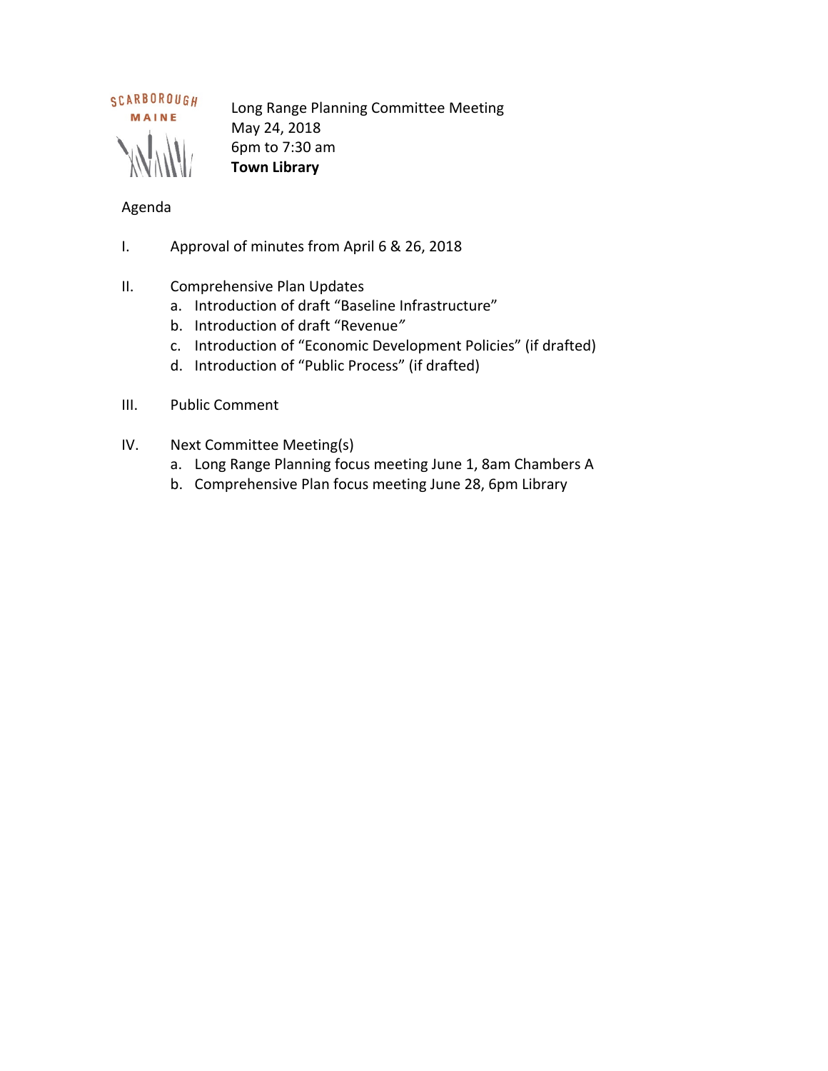SCARBOROUGH MAINE

Long Range Planning Committee Meeting
May 24, 2018
6pm to 7:30 am
**Town Library**

Agenda

I. Approval of minutes from April 6 & 26, 2018

II. Comprehensive Plan Updates
   a. Introduction of draft "Baseline Infrastructure"
   b. Introduction of draft "Revenue"
   c. Introduction of "Economic Development Policies" (if drafted)
   d. Introduction of "Public Process" (if drafted)

III. Public Comment

IV. Next Committee Meeting(s)
   a. Long Range Planning focus meeting June 1, 8am Chambers A
   b. Comprehensive Plan focus meeting June 28, 6pm Library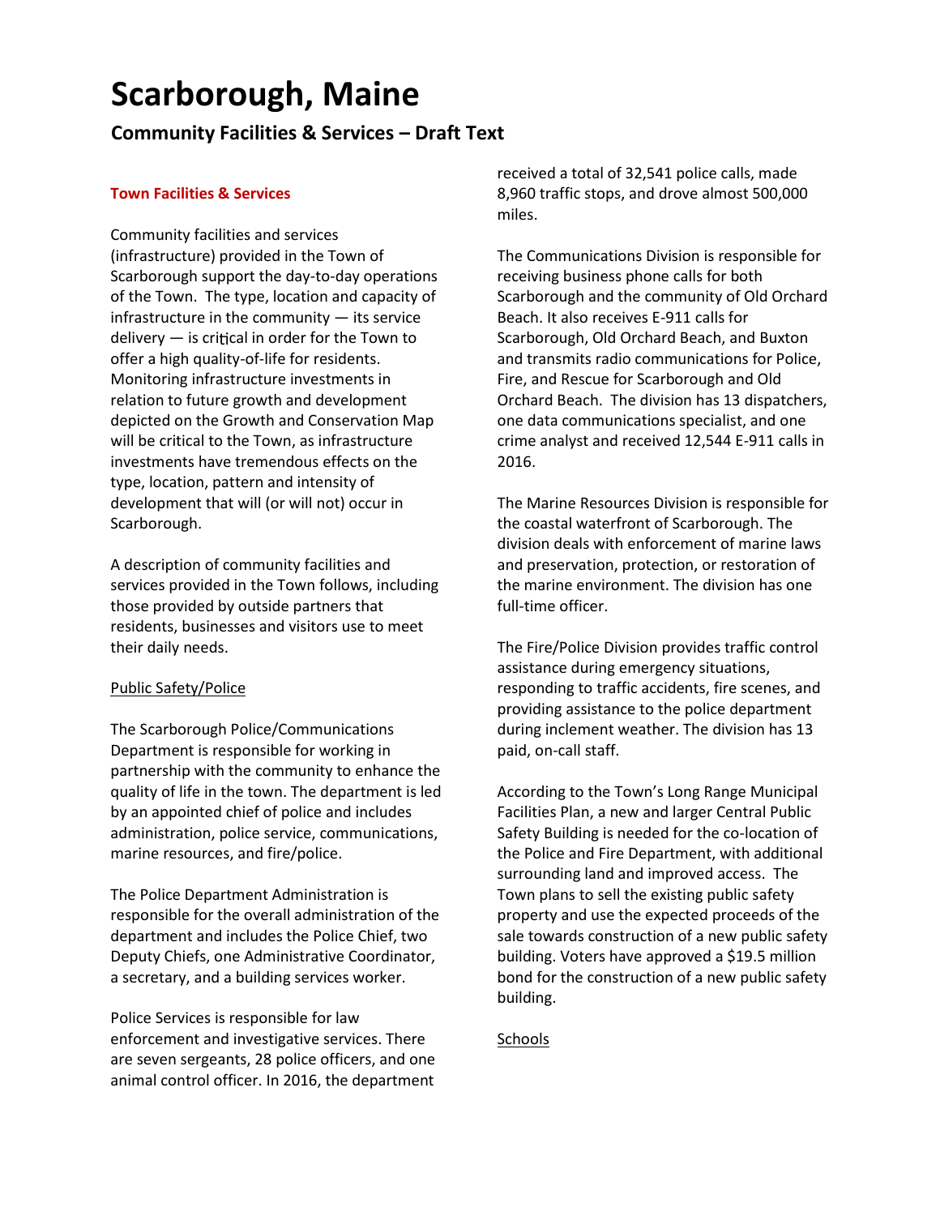# Scarborough, Maine

## Community Facilities & Services – Draft Text

### Town Facilities & Services

Community facilities and services (infrastructure) provided in the Town of Scarborough support the day-to-day operations of the Town. The type, location and capacity of infrastructure in the community — its service delivery — is critical in order for the Town to offer a high quality-of-life for residents. Monitoring infrastructure investments in relation to future growth and development depicted on the Growth and Conservation Map will be critical to the Town, as infrastructure investments have tremendous effects on the type, location, pattern and intensity of development that will (or will not) occur in Scarborough.

A description of community facilities and services provided in the Town follows, including those provided by outside partners that residents, businesses and visitors use to meet their daily needs.

#### Public Safety/Police

The Scarborough Police/Communications Department is responsible for working in partnership with the community to enhance the quality of life in the town. The department is led by an appointed chief of police and includes administration, police service, communications, marine resources, and fire/police.

The Police Department Administration is responsible for the overall administration of the department and includes the Police Chief, two Deputy Chiefs, one Administrative Coordinator, a secretary, and a building services worker.

Police Services is responsible for law enforcement and investigative services. There are seven sergeants, 28 police officers, and one animal control officer. In 2016, the department received a total of 32,541 police calls, made 8,960 traffic stops, and drove almost 500,000 miles.

The Communications Division is responsible for receiving business phone calls for both Scarborough and the community of Old Orchard Beach. It also receives E-911 calls for Scarborough, Old Orchard Beach, and Buxton and transmits radio communications for Police, Fire, and Rescue for Scarborough and Old Orchard Beach. The division has 13 dispatchers, one data communications specialist, and one crime analyst and received 12,544 E-911 calls in 2016.

The Marine Resources Division is responsible for the coastal waterfront of Scarborough. The division deals with enforcement of marine laws and preservation, protection, or restoration of the marine environment. The division has one full-time officer.

The Fire/Police Division provides traffic control assistance during emergency situations, responding to traffic accidents, fire scenes, and providing assistance to the police department during inclement weather. The division has 13 paid, on-call staff.

According to the Town's Long Range Municipal Facilities Plan, a new and larger Central Public Safety Building is needed for the co-location of the Police and Fire Department, with additional surrounding land and improved access. The Town plans to sell the existing public safety property and use the expected proceeds of the sale towards construction of a new public safety building. Voters have approved a $19.5 million bond for the construction of a new public safety building.

#### Schools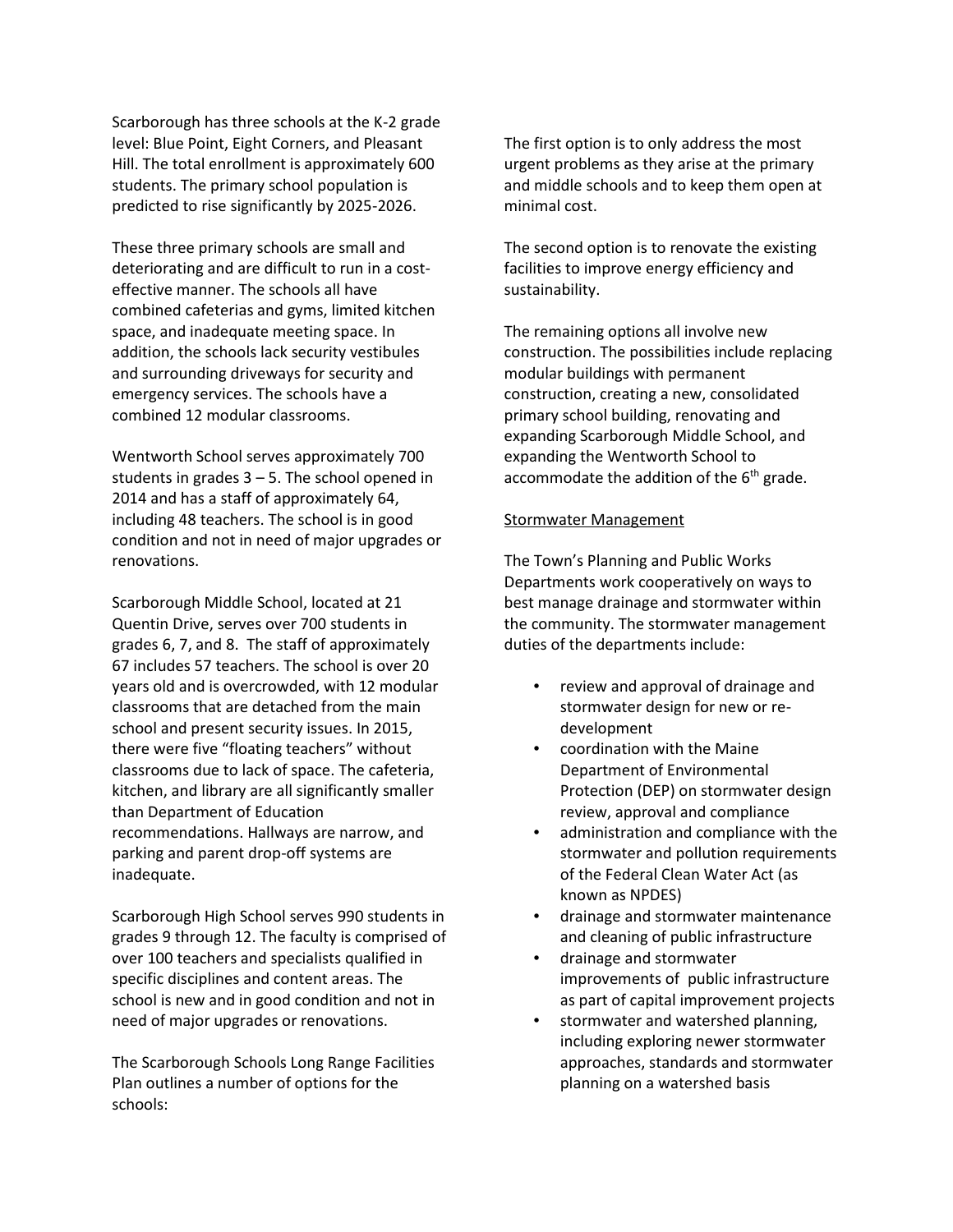Scarborough has three schools at the K-2 grade level: Blue Point, Eight Corners, and Pleasant Hill. The total enrollment is approximately 600 students. The primary school population is predicted to rise significantly by 2025-2026.

These three primary schools are small and deteriorating and are difficult to run in a cost-effective manner. The schools all have combined cafeterias and gyms, limited kitchen space, and inadequate meeting space. In addition, the schools lack security vestibules and surrounding driveways for security and emergency services. The schools have a combined 12 modular classrooms.

Wentworth School serves approximately 700 students in grades 3 – 5. The school opened in 2014 and has a staff of approximately 64, including 48 teachers. The school is in good condition and not in need of major upgrades or renovations.

Scarborough Middle School, located at 21 Quentin Drive, serves over 700 students in grades 6, 7, and 8. The staff of approximately 67 includes 57 teachers. The school is over 20 years old and is overcrowded, with 12 modular classrooms that are detached from the main school and present security issues. In 2015, there were five "floating teachers" without classrooms due to lack of space. The cafeteria, kitchen, and library are all significantly smaller than Department of Education recommendations. Hallways are narrow, and parking and parent drop-off systems are inadequate.

Scarborough High School serves 990 students in grades 9 through 12. The faculty is comprised of over 100 teachers and specialists qualified in specific disciplines and content areas. The school is new and in good condition and not in need of major upgrades or renovations.

The Scarborough Schools Long Range Facilities Plan outlines a number of options for the schools:

The first option is to only address the most urgent problems as they arise at the primary and middle schools and to keep them open at minimal cost.

The second option is to renovate the existing facilities to improve energy efficiency and sustainability.

The remaining options all involve new construction. The possibilities include replacing modular buildings with permanent construction, creating a new, consolidated primary school building, renovating and expanding Scarborough Middle School, and expanding the Wentworth School to accommodate the addition of the 6th grade.

<u>Stormwater Management</u>

The Town's Planning and Public Works Departments work cooperatively on ways to best manage drainage and stormwater within the community. The stormwater management duties of the departments include:

- review and approval of drainage and stormwater design for new or re-development
- coordination with the Maine Department of Environmental Protection (DEP) on stormwater design review, approval and compliance
- administration and compliance with the stormwater and pollution requirements of the Federal Clean Water Act (as known as NPDES)
- drainage and stormwater maintenance and cleaning of public infrastructure
- drainage and stormwater improvements of public infrastructure as part of capital improvement projects
- stormwater and watershed planning, including exploring newer stormwater approaches, standards and stormwater planning on a watershed basis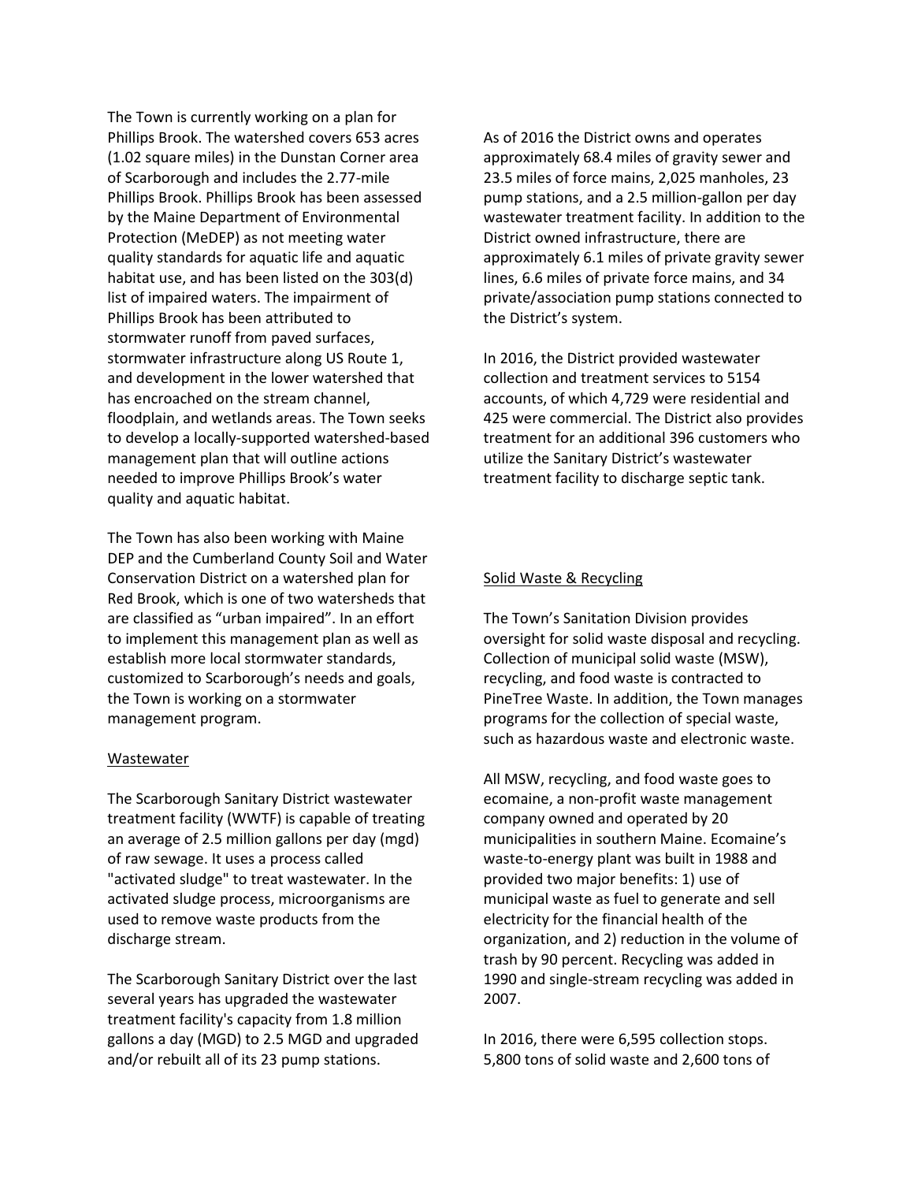The Town is currently working on a plan for Phillips Brook. The watershed covers 653 acres (1.02 square miles) in the Dunstan Corner area of Scarborough and includes the 2.77-mile Phillips Brook. Phillips Brook has been assessed by the Maine Department of Environmental Protection (MeDEP) as not meeting water quality standards for aquatic life and aquatic habitat use, and has been listed on the 303(d) list of impaired waters. The impairment of Phillips Brook has been attributed to stormwater runoff from paved surfaces, stormwater infrastructure along US Route 1, and development in the lower watershed that has encroached on the stream channel, floodplain, and wetlands areas. The Town seeks to develop a locally-supported watershed-based management plan that will outline actions needed to improve Phillips Brook's water quality and aquatic habitat.

The Town has also been working with Maine DEP and the Cumberland County Soil and Water Conservation District on a watershed plan for Red Brook, which is one of two watersheds that are classified as "urban impaired". In an effort to implement this management plan as well as establish more local stormwater standards, customized to Scarborough's needs and goals, the Town is working on a stormwater management program.

## Wastewater

The Scarborough Sanitary District wastewater treatment facility (WWTF) is capable of treating an average of 2.5 million gallons per day (mgd) of raw sewage. It uses a process called "activated sludge" to treat wastewater. In the activated sludge process, microorganisms are used to remove waste products from the discharge stream.

The Scarborough Sanitary District over the last several years has upgraded the wastewater treatment facility's capacity from 1.8 million gallons a day (MGD) to 2.5 MGD and upgraded and/or rebuilt all of its 23 pump stations.

As of 2016 the District owns and operates approximately 68.4 miles of gravity sewer and 23.5 miles of force mains, 2,025 manholes, 23 pump stations, and a 2.5 million-gallon per day wastewater treatment facility. In addition to the District owned infrastructure, there are approximately 6.1 miles of private gravity sewer lines, 6.6 miles of private force mains, and 34 private/association pump stations connected to the District's system.

In 2016, the District provided wastewater collection and treatment services to 5154 accounts, of which 4,729 were residential and 425 were commercial. The District also provides treatment for an additional 396 customers who utilize the Sanitary District's wastewater treatment facility to discharge septic tank.

## Solid Waste & Recycling

The Town's Sanitation Division provides oversight for solid waste disposal and recycling. Collection of municipal solid waste (MSW), recycling, and food waste is contracted to PineTree Waste. In addition, the Town manages programs for the collection of special waste, such as hazardous waste and electronic waste.

All MSW, recycling, and food waste goes to ecomaine, a non-profit waste management company owned and operated by 20 municipalities in southern Maine. Ecomaine's waste-to-energy plant was built in 1988 and provided two major benefits: 1) use of municipal waste as fuel to generate and sell electricity for the financial health of the organization, and 2) reduction in the volume of trash by 90 percent. Recycling was added in 1990 and single-stream recycling was added in 2007.

In 2016, there were 6,595 collection stops. 5,800 tons of solid waste and 2,600 tons of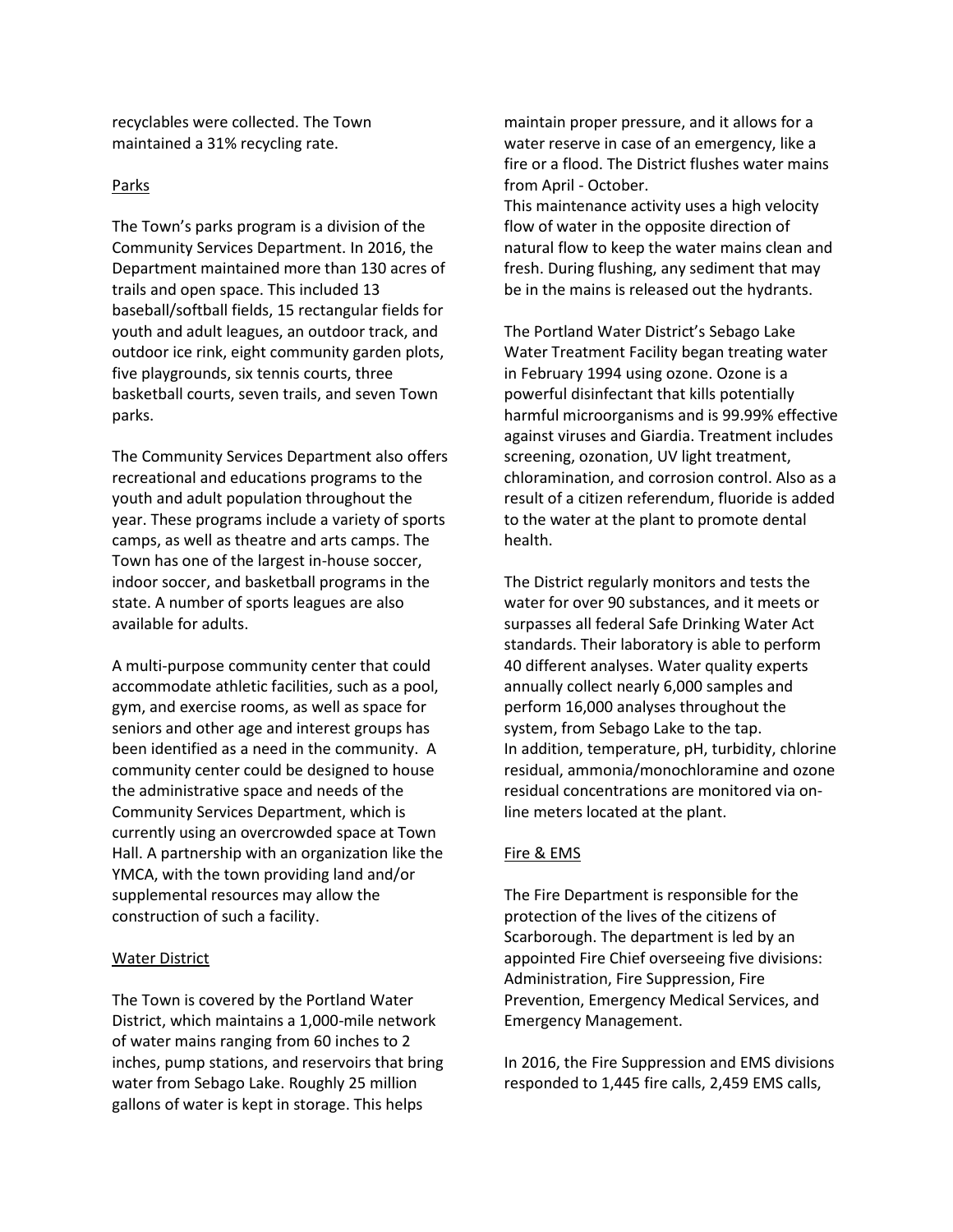recyclables were collected. The Town maintained a 31% recycling rate.

Parks

The Town's parks program is a division of the Community Services Department. In 2016, the Department maintained more than 130 acres of trails and open space. This included 13 baseball/softball fields, 15 rectangular fields for youth and adult leagues, an outdoor track, and outdoor ice rink, eight community garden plots, five playgrounds, six tennis courts, three basketball courts, seven trails, and seven Town parks.

The Community Services Department also offers recreational and educations programs to the youth and adult population throughout the year. These programs include a variety of sports camps, as well as theatre and arts camps. The Town has one of the largest in-house soccer, indoor soccer, and basketball programs in the state. A number of sports leagues are also available for adults.

A multi-purpose community center that could accommodate athletic facilities, such as a pool, gym, and exercise rooms, as well as space for seniors and other age and interest groups has been identified as a need in the community. A community center could be designed to house the administrative space and needs of the Community Services Department, which is currently using an overcrowded space at Town Hall. A partnership with an organization like the YMCA, with the town providing land and/or supplemental resources may allow the construction of such a facility.

Water District

The Town is covered by the Portland Water District, which maintains a 1,000-mile network of water mains ranging from 60 inches to 2 inches, pump stations, and reservoirs that bring water from Sebago Lake. Roughly 25 million gallons of water is kept in storage. This helps maintain proper pressure, and it allows for a water reserve in case of an emergency, like a fire or a flood. The District flushes water mains from April - October.
This maintenance activity uses a high velocity flow of water in the opposite direction of natural flow to keep the water mains clean and fresh. During flushing, any sediment that may be in the mains is released out the hydrants.

The Portland Water District's Sebago Lake Water Treatment Facility began treating water in February 1994 using ozone. Ozone is a powerful disinfectant that kills potentially harmful microorganisms and is 99.99% effective against viruses and Giardia. Treatment includes screening, ozonation, UV light treatment, chloramination, and corrosion control. Also as a result of a citizen referendum, fluoride is added to the water at the plant to promote dental health.

The District regularly monitors and tests the water for over 90 substances, and it meets or surpasses all federal Safe Drinking Water Act standards. Their laboratory is able to perform 40 different analyses. Water quality experts annually collect nearly 6,000 samples and perform 16,000 analyses throughout the system, from Sebago Lake to the tap.
In addition, temperature, pH, turbidity, chlorine residual, ammonia/monochloramine and ozone residual concentrations are monitored via on-line meters located at the plant.

Fire & EMS

The Fire Department is responsible for the protection of the lives of the citizens of Scarborough. The department is led by an appointed Fire Chief overseeing five divisions: Administration, Fire Suppression, Fire Prevention, Emergency Medical Services, and Emergency Management.

In 2016, the Fire Suppression and EMS divisions responded to 1,445 fire calls, 2,459 EMS calls,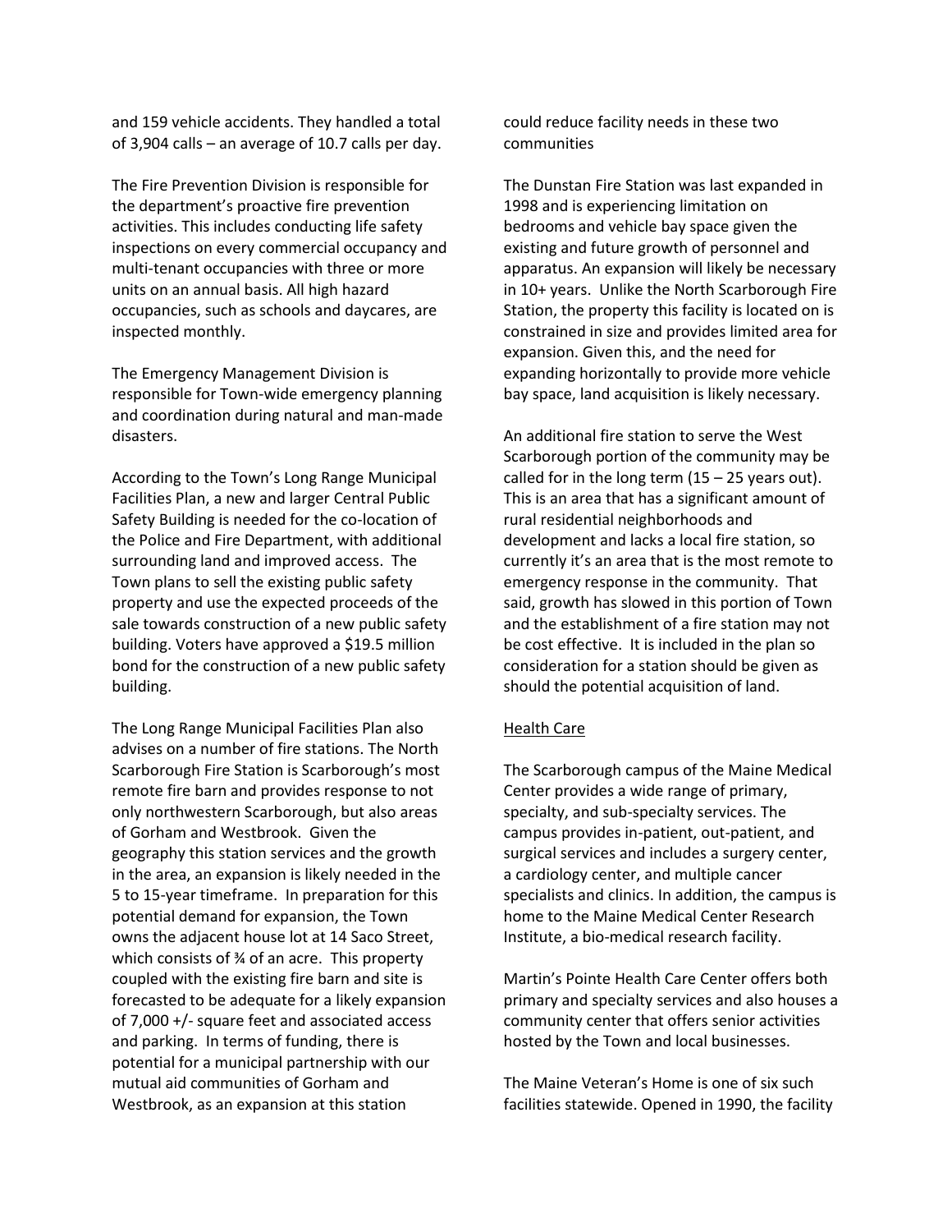and 159 vehicle accidents. They handled a total of 3,904 calls – an average of 10.7 calls per day.

The Fire Prevention Division is responsible for the department's proactive fire prevention activities. This includes conducting life safety inspections on every commercial occupancy and multi-tenant occupancies with three or more units on an annual basis. All high hazard occupancies, such as schools and daycares, are inspected monthly.

The Emergency Management Division is responsible for Town-wide emergency planning and coordination during natural and man-made disasters.

According to the Town's Long Range Municipal Facilities Plan, a new and larger Central Public Safety Building is needed for the co-location of the Police and Fire Department, with additional surrounding land and improved access. The Town plans to sell the existing public safety property and use the expected proceeds of the sale towards construction of a new public safety building. Voters have approved a $19.5 million bond for the construction of a new public safety building.

The Long Range Municipal Facilities Plan also advises on a number of fire stations. The North Scarborough Fire Station is Scarborough's most remote fire barn and provides response to not only northwestern Scarborough, but also areas of Gorham and Westbrook. Given the geography this station services and the growth in the area, an expansion is likely needed in the 5 to 15-year timeframe. In preparation for this potential demand for expansion, the Town owns the adjacent house lot at 14 Saco Street, which consists of ¾ of an acre. This property coupled with the existing fire barn and site is forecasted to be adequate for a likely expansion of 7,000 +/- square feet and associated access and parking. In terms of funding, there is potential for a municipal partnership with our mutual aid communities of Gorham and Westbrook, as an expansion at this station could reduce facility needs in these two communities

The Dunstan Fire Station was last expanded in 1998 and is experiencing limitation on bedrooms and vehicle bay space given the existing and future growth of personnel and apparatus. An expansion will likely be necessary in 10+ years. Unlike the North Scarborough Fire Station, the property this facility is located on is constrained in size and provides limited area for expansion. Given this, and the need for expanding horizontally to provide more vehicle bay space, land acquisition is likely necessary.

An additional fire station to serve the West Scarborough portion of the community may be called for in the long term (15 – 25 years out). This is an area that has a significant amount of rural residential neighborhoods and development and lacks a local fire station, so currently it's an area that is the most remote to emergency response in the community. That said, growth has slowed in this portion of Town and the establishment of a fire station may not be cost effective. It is included in the plan so consideration for a station should be given as should the potential acquisition of land.

Health Care

The Scarborough campus of the Maine Medical Center provides a wide range of primary, specialty, and sub-specialty services. The campus provides in-patient, out-patient, and surgical services and includes a surgery center, a cardiology center, and multiple cancer specialists and clinics. In addition, the campus is home to the Maine Medical Center Research Institute, a bio-medical research facility.

Martin's Pointe Health Care Center offers both primary and specialty services and also houses a community center that offers senior activities hosted by the Town and local businesses.

The Maine Veteran's Home is one of six such facilities statewide. Opened in 1990, the facility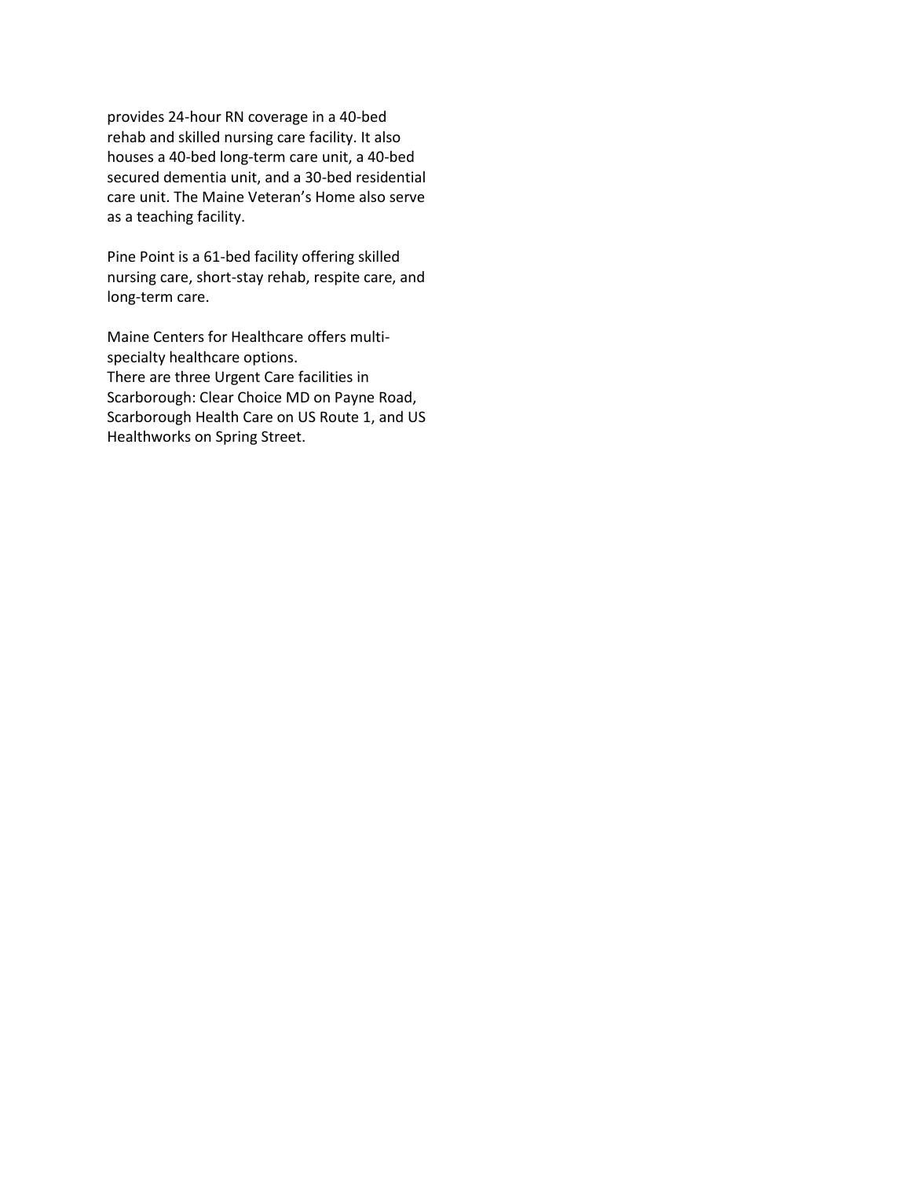provides 24-hour RN coverage in a 40-bed rehab and skilled nursing care facility. It also houses a 40-bed long-term care unit, a 40-bed secured dementia unit, and a 30-bed residential care unit. The Maine Veteran's Home also serve as a teaching facility.

Pine Point is a 61-bed facility offering skilled nursing care, short-stay rehab, respite care, and long-term care.

Maine Centers for Healthcare offers multi-specialty healthcare options.
There are three Urgent Care facilities in Scarborough: Clear Choice MD on Payne Road, Scarborough Health Care on US Route 1, and US Healthworks on Spring Street.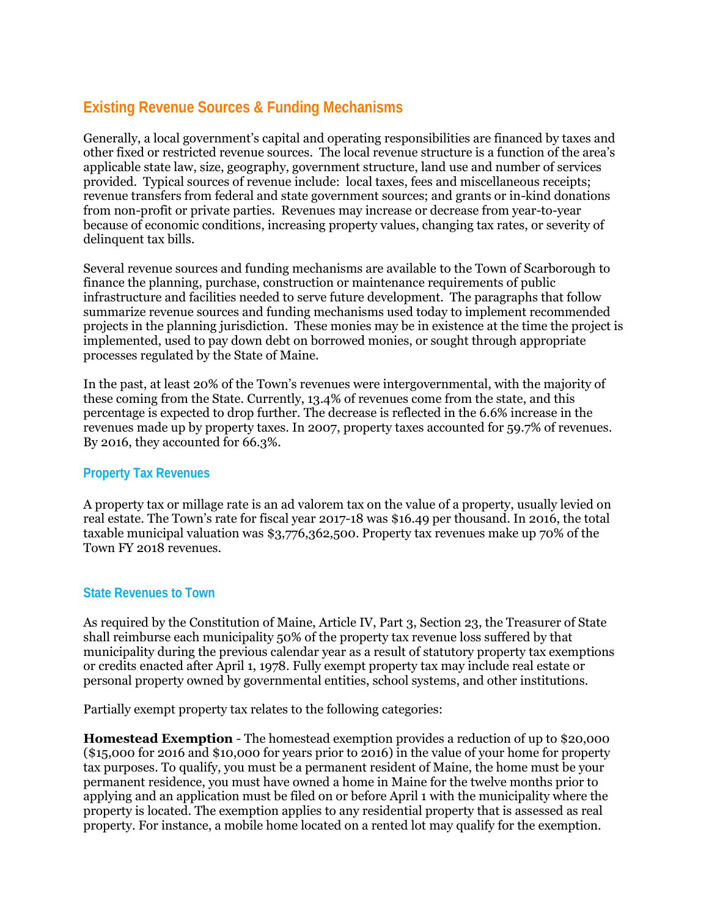## Existing Revenue Sources & Funding Mechanisms

Generally, a local government's capital and operating responsibilities are financed by taxes and other fixed or restricted revenue sources. The local revenue structure is a function of the area's applicable state law, size, geography, government structure, land use and number of services provided. Typical sources of revenue include: local taxes, fees and miscellaneous receipts; revenue transfers from federal and state government sources; and grants or in-kind donations from non-profit or private parties. Revenues may increase or decrease from year-to-year because of economic conditions, increasing property values, changing tax rates, or severity of delinquent tax bills.

Several revenue sources and funding mechanisms are available to the Town of Scarborough to finance the planning, purchase, construction or maintenance requirements of public infrastructure and facilities needed to serve future development. The paragraphs that follow summarize revenue sources and funding mechanisms used today to implement recommended projects in the planning jurisdiction. These monies may be in existence at the time the project is implemented, used to pay down debt on borrowed monies, or sought through appropriate processes regulated by the State of Maine.

In the past, at least 20% of the Town's revenues were intergovernmental, with the majority of these coming from the State. Currently, 13.4% of revenues come from the state, and this percentage is expected to drop further. The decrease is reflected in the 6.6% increase in the revenues made up by property taxes. In 2007, property taxes accounted for 59.7% of revenues. By 2016, they accounted for 66.3%.

### Property Tax Revenues

A property tax or millage rate is an ad valorem tax on the value of a property, usually levied on real estate. The Town's rate for fiscal year 2017-18 was $16.49 per thousand. In 2016, the total taxable municipal valuation was $3,776,362,500. Property tax revenues make up 70% of the Town FY 2018 revenues.

### State Revenues to Town

As required by the Constitution of Maine, Article IV, Part 3, Section 23, the Treasurer of State shall reimburse each municipality 50% of the property tax revenue loss suffered by that municipality during the previous calendar year as a result of statutory property tax exemptions or credits enacted after April 1, 1978. Fully exempt property tax may include real estate or personal property owned by governmental entities, school systems, and other institutions.

Partially exempt property tax relates to the following categories:

**Homestead Exemption** - The homestead exemption provides a reduction of up to $20,000 ($15,000 for 2016 and $10,000 for years prior to 2016) in the value of your home for property tax purposes. To qualify, you must be a permanent resident of Maine, the home must be your permanent residence, you must have owned a home in Maine for the twelve months prior to applying and an application must be filed on or before April 1 with the municipality where the property is located. The exemption applies to any residential property that is assessed as real property. For instance, a mobile home located on a rented lot may qualify for the exemption.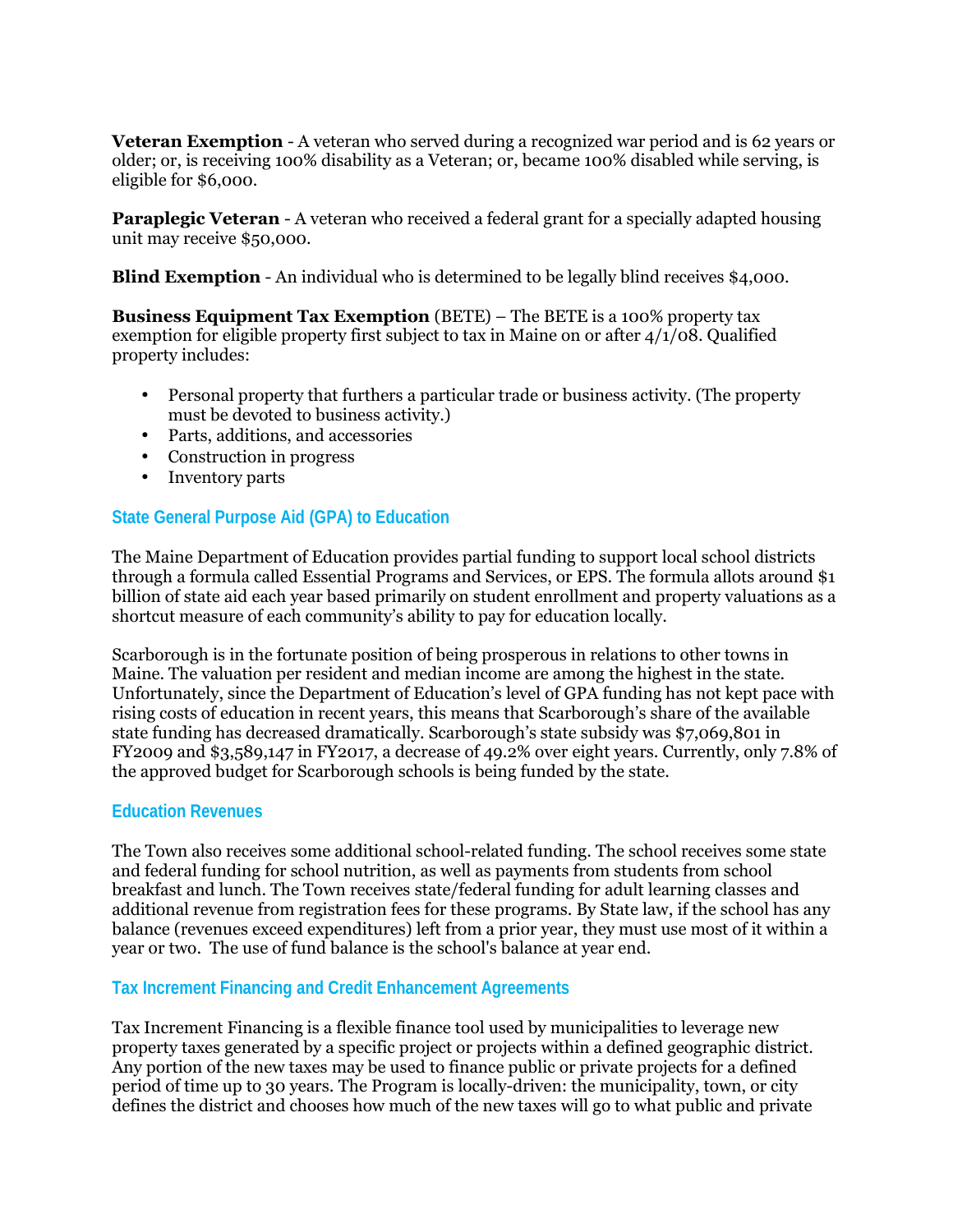**Veteran Exemption** - A veteran who served during a recognized war period and is 62 years or older; or, is receiving 100% disability as a Veteran; or, became 100% disabled while serving, is eligible for $6,000.

**Paraplegic Veteran** - A veteran who received a federal grant for a specially adapted housing unit may receive $50,000.

**Blind Exemption** - An individual who is determined to be legally blind receives $4,000.

**Business Equipment Tax Exemption** (BETE) – The BETE is a 100% property tax exemption for eligible property first subject to tax in Maine on or after 4/1/08. Qualified property includes:

- Personal property that furthers a particular trade or business activity. (The property must be devoted to business activity.)
- Parts, additions, and accessories
- Construction in progress
- Inventory parts

### State General Purpose Aid (GPA) to Education

The Maine Department of Education provides partial funding to support local school districts through a formula called Essential Programs and Services, or EPS. The formula allots around $1 billion of state aid each year based primarily on student enrollment and property valuations as a shortcut measure of each community's ability to pay for education locally.

Scarborough is in the fortunate position of being prosperous in relations to other towns in Maine. The valuation per resident and median income are among the highest in the state. Unfortunately, since the Department of Education's level of GPA funding has not kept pace with rising costs of education in recent years, this means that Scarborough's share of the available state funding has decreased dramatically. Scarborough's state subsidy was $7,069,801 in FY2009 and $3,589,147 in FY2017, a decrease of 49.2% over eight years. Currently, only 7.8% of the approved budget for Scarborough schools is being funded by the state.

### Education Revenues

The Town also receives some additional school-related funding. The school receives some state and federal funding for school nutrition, as well as payments from students from school breakfast and lunch. The Town receives state/federal funding for adult learning classes and additional revenue from registration fees for these programs. By State law, if the school has any balance (revenues exceed expenditures) left from a prior year, they must use most of it within a year or two. The use of fund balance is the school's balance at year end.

### Tax Increment Financing and Credit Enhancement Agreements

Tax Increment Financing is a flexible finance tool used by municipalities to leverage new property taxes generated by a specific project or projects within a defined geographic district. Any portion of the new taxes may be used to finance public or private projects for a defined period of time up to 30 years. The Program is locally-driven: the municipality, town, or city defines the district and chooses how much of the new taxes will go to what public and private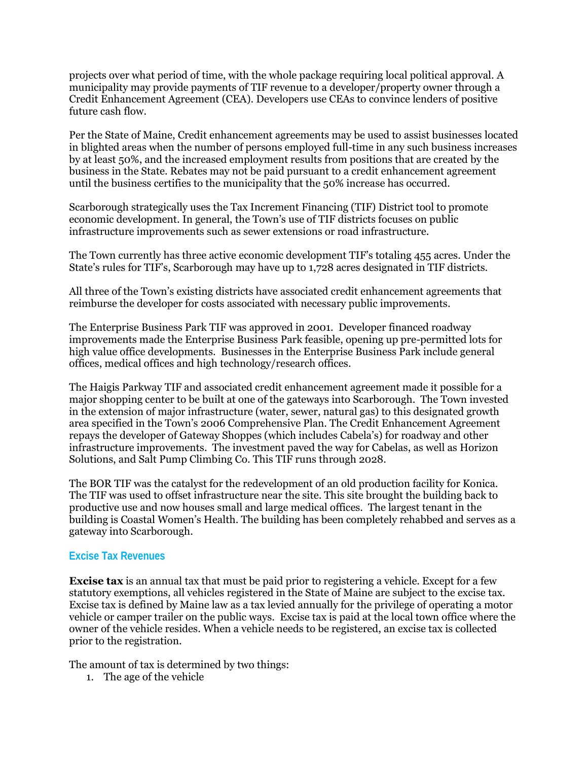projects over what period of time, with the whole package requiring local political approval. A municipality may provide payments of TIF revenue to a developer/property owner through a Credit Enhancement Agreement (CEA). Developers use CEAs to convince lenders of positive future cash flow.

Per the State of Maine, Credit enhancement agreements may be used to assist businesses located in blighted areas when the number of persons employed full-time in any such business increases by at least 50%, and the increased employment results from positions that are created by the business in the State. Rebates may not be paid pursuant to a credit enhancement agreement until the business certifies to the municipality that the 50% increase has occurred.

Scarborough strategically uses the Tax Increment Financing (TIF) District tool to promote economic development. In general, the Town's use of TIF districts focuses on public infrastructure improvements such as sewer extensions or road infrastructure.

The Town currently has three active economic development TIF's totaling 455 acres. Under the State's rules for TIF's, Scarborough may have up to 1,728 acres designated in TIF districts.

All three of the Town's existing districts have associated credit enhancement agreements that reimburse the developer for costs associated with necessary public improvements.

The Enterprise Business Park TIF was approved in 2001. Developer financed roadway improvements made the Enterprise Business Park feasible, opening up pre-permitted lots for high value office developments. Businesses in the Enterprise Business Park include general offices, medical offices and high technology/research offices.

The Haigis Parkway TIF and associated credit enhancement agreement made it possible for a major shopping center to be built at one of the gateways into Scarborough. The Town invested in the extension of major infrastructure (water, sewer, natural gas) to this designated growth area specified in the Town's 2006 Comprehensive Plan. The Credit Enhancement Agreement repays the developer of Gateway Shoppes (which includes Cabela's) for roadway and other infrastructure improvements. The investment paved the way for Cabelas, as well as Horizon Solutions, and Salt Pump Climbing Co. This TIF runs through 2028.

The BOR TIF was the catalyst for the redevelopment of an old production facility for Konica. The TIF was used to offset infrastructure near the site. This site brought the building back to productive use and now houses small and large medical offices. The largest tenant in the building is Coastal Women's Health. The building has been completely rehabbed and serves as a gateway into Scarborough.

### Excise Tax Revenues

**Excise tax** is an annual tax that must be paid prior to registering a vehicle. Except for a few statutory exemptions, all vehicles registered in the State of Maine are subject to the excise tax. Excise tax is defined by Maine law as a tax levied annually for the privilege of operating a motor vehicle or camper trailer on the public ways. Excise tax is paid at the local town office where the owner of the vehicle resides. When a vehicle needs to be registered, an excise tax is collected prior to the registration.

The amount of tax is determined by two things:

1. The age of the vehicle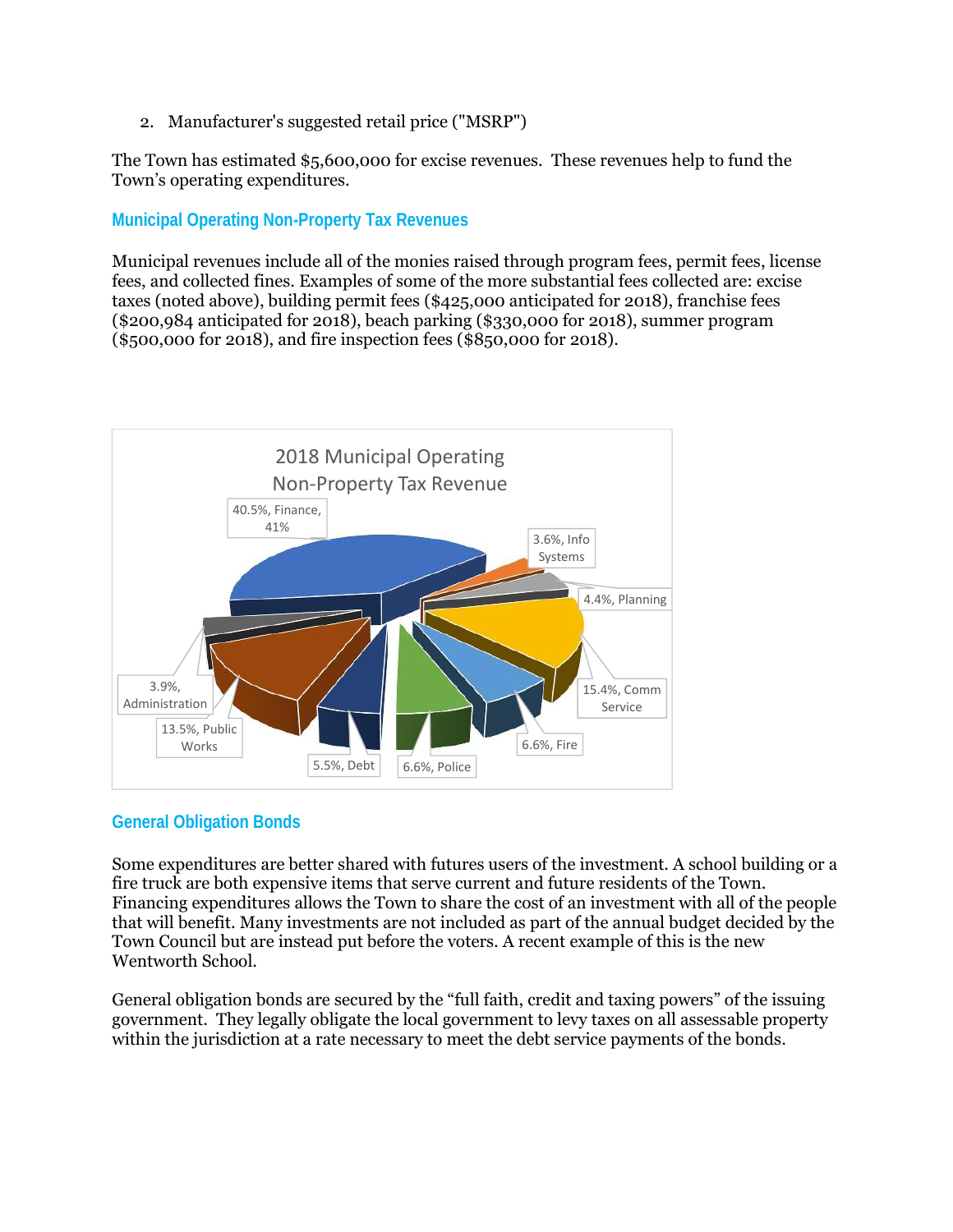2. Manufacturer's suggested retail price ("MSRP")

The Town has estimated $5,600,000 for excise revenues. These revenues help to fund the Town's operating expenditures.

## Municipal Operating Non-Property Tax Revenues

Municipal revenues include all of the monies raised through program fees, permit fees, license fees, and collected fines. Examples of some of the more substantial fees collected are: excise taxes (noted above), building permit fees ($425,000 anticipated for 2018), franchise fees ($200,984 anticipated for 2018), beach parking ($330,000 for 2018), summer program ($500,000 for 2018), and fire inspection fees ($850,000 for 2018).

2018 Municipal Operating Non-Property Tax Revenue

| Category | Percentage |
|---|---|
| Finance | 40.5% |
| Info Systems | 3.6% |
| Planning | 4.4% |
| Comm Service | 15.4% |
| Fire | 6.6% |
| Police | 6.6% |
| Debt | 5.5% |
| Public Works | 13.5% |
| Administration | 3.9% |

## General Obligation Bonds

Some expenditures are better shared with futures users of the investment. A school building or a fire truck are both expensive items that serve current and future residents of the Town. Financing expenditures allows the Town to share the cost of an investment with all of the people that will benefit. Many investments are not included as part of the annual budget decided by the Town Council but are instead put before the voters. A recent example of this is the new Wentworth School.

General obligation bonds are secured by the "full faith, credit and taxing powers" of the issuing government. They legally obligate the local government to levy taxes on all assessable property within the jurisdiction at a rate necessary to meet the debt service payments of the bonds.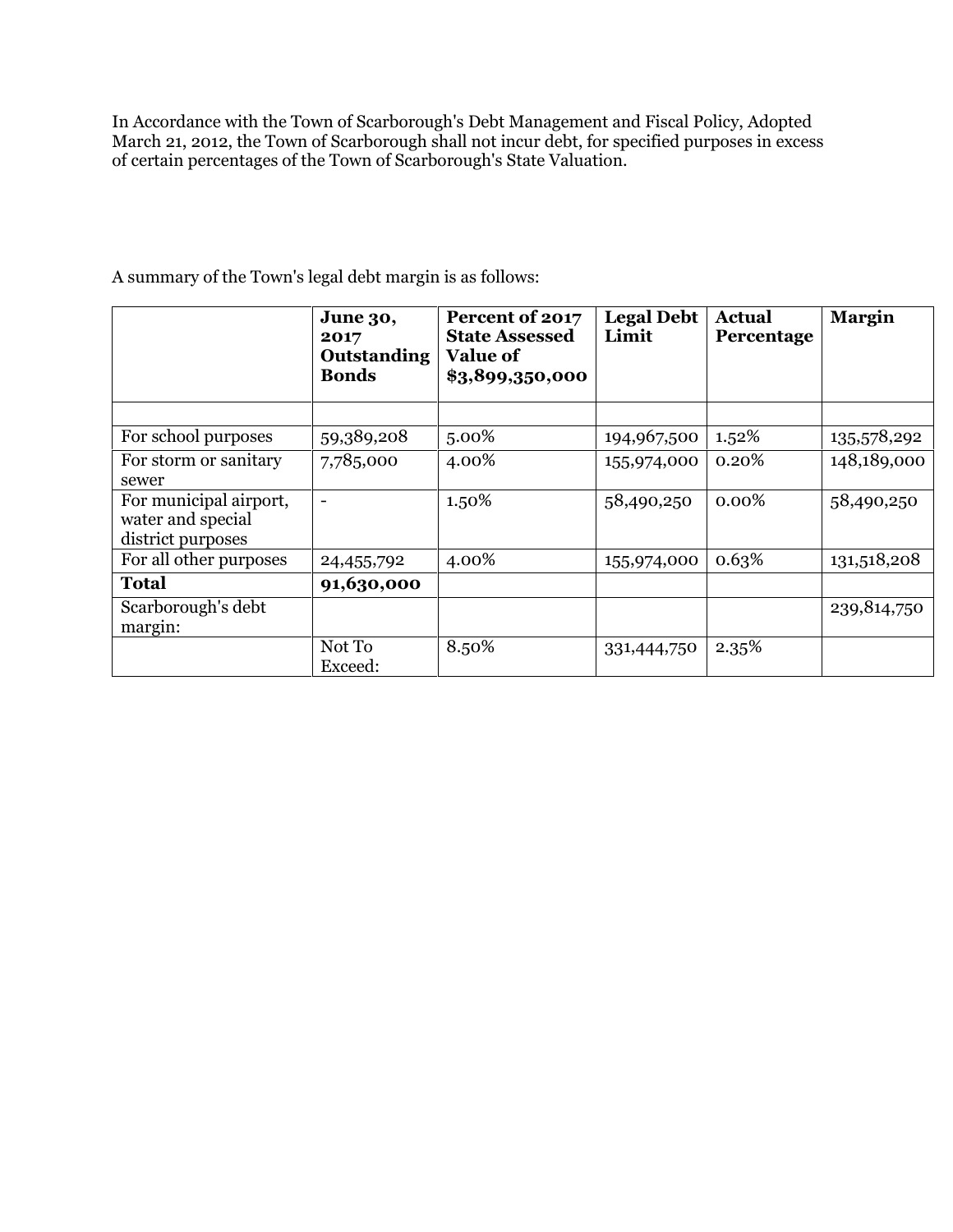In Accordance with the Town of Scarborough's Debt Management and Fiscal Policy, Adopted March 21, 2012, the Town of Scarborough shall not incur debt, for specified purposes in excess of certain percentages of the Town of Scarborough's State Valuation.

A summary of the Town's legal debt margin is as follows:

| | **June 30, 2017 Outstanding Bonds** | **Percent of 2017 State Assessed Value of $3,899,350,000** | **Legal Debt Limit** | **Actual Percentage** | **Margin** |
|---|---|---|---|---|---|
| | | | | | |
| For school purposes | 59,389,208 | 5.00% | 194,967,500 | 1.52% | 135,578,292 |
| For storm or sanitary sewer | 7,785,000 | 4.00% | 155,974,000 | 0.20% | 148,189,000 |
| For municipal airport, water and special district purposes | - | 1.50% | 58,490,250 | 0.00% | 58,490,250 |
| For all other purposes | 24,455,792 | 4.00% | 155,974,000 | 0.63% | 131,518,208 |
| **Total** | **91,630,000** | | | | |
| Scarborough's debt margin: | | | | | 239,814,750 |
| | Not To Exceed: | 8.50% | 331,444,750 | 2.35% | |